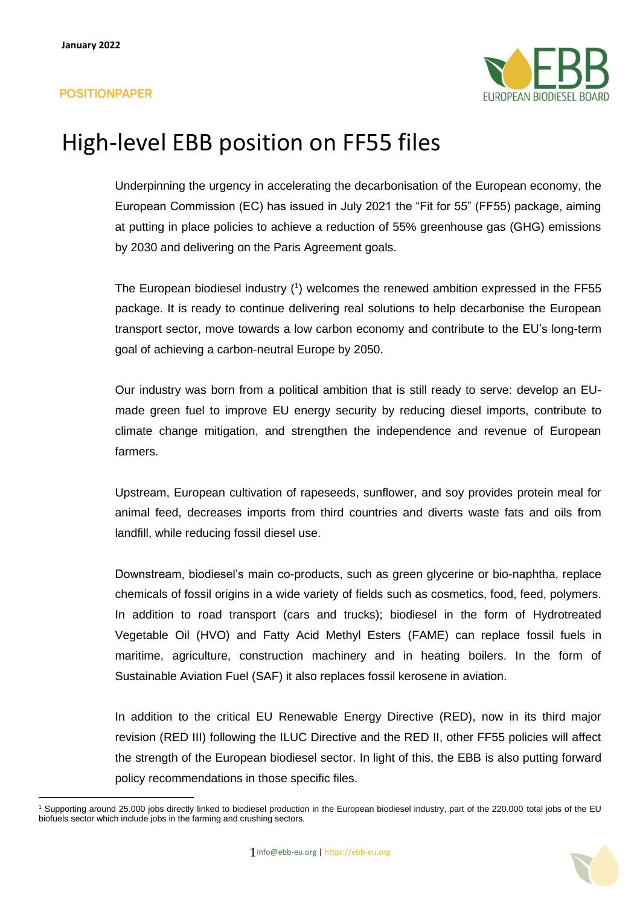January 2022

POSITIONPAPER

# High-level EBB position on FF55 files

Underpinning the urgency in accelerating the decarbonisation of the European economy, the European Commission (EC) has issued in July 2021 the "Fit for 55" (FF55) package, aiming at putting in place policies to achieve a reduction of 55% greenhouse gas (GHG) emissions by 2030 and delivering on the Paris Agreement goals.

The European biodiesel industry ([1]) welcomes the renewed ambition expressed in the FF55 package. It is ready to continue delivering real solutions to help decarbonise the European transport sector, move towards a low carbon economy and contribute to the EU's long-term goal of achieving a carbon-neutral Europe by 2050.

Our industry was born from a political ambition that is still ready to serve: develop an EU-made green fuel to improve EU energy security by reducing diesel imports, contribute to climate change mitigation, and strengthen the independence and revenue of European farmers.

Upstream, European cultivation of rapeseeds, sunflower, and soy provides protein meal for animal feed, decreases imports from third countries and diverts waste fats and oils from landfill, while reducing fossil diesel use.

Downstream, biodiesel's main co-products, such as green glycerine or bio-naphtha, replace chemicals of fossil origins in a wide variety of fields such as cosmetics, food, feed, polymers. In addition to road transport (cars and trucks); biodiesel in the form of Hydrotreated Vegetable Oil (HVO) and Fatty Acid Methyl Esters (FAME) can replace fossil fuels in maritime, agriculture, construction machinery and in heating boilers. In the form of Sustainable Aviation Fuel (SAF) it also replaces fossil kerosene in aviation.

In addition to the critical EU Renewable Energy Directive (RED), now in its third major revision (RED III) following the ILUC Directive and the RED II, other FF55 policies will affect the strength of the European biodiesel sector. In light of this, the EBB is also putting forward policy recommendations in those specific files.

---

[1] Supporting around 25.000 jobs directly linked to biodiesel production in the European biodiesel industry, part of the 220.000 total jobs of the EU biofuels sector which include jobs in the farming and crushing sectors.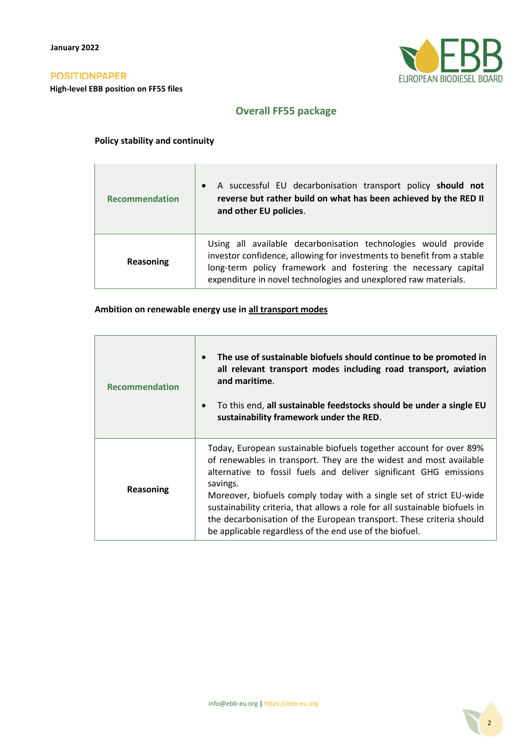## Overall FF55 package

**Policy stability and continuity**

| **Recommendation** | • A successful EU decarbonisation transport policy **should not reverse but rather build on what has been achieved by the RED II and other EU policies**. |
|---|---|
| **Reasoning** | Using all available decarbonisation technologies would provide investor confidence, allowing for investments to benefit from a stable long-term policy framework and fostering the necessary capital expenditure in novel technologies and unexplored raw materials. |

**Ambition on renewable energy use in all transport modes**

| **Recommendation** | • **The use of sustainable biofuels should continue to be promoted in all relevant transport modes including road transport, aviation and maritime**.<br><br>• To this end, **all sustainable feedstocks should be under a single EU sustainability framework under the RED**. |
|---|---|
| **Reasoning** | Today, European sustainable biofuels together account for over 89% of renewables in transport. They are the widest and most available alternative to fossil fuels and deliver significant GHG emissions savings.<br>Moreover, biofuels comply today with a single set of strict EU-wide sustainability criteria, that allows a role for all sustainable biofuels in the decarbonisation of the European transport. These criteria should be applicable regardless of the end use of the biofuel. |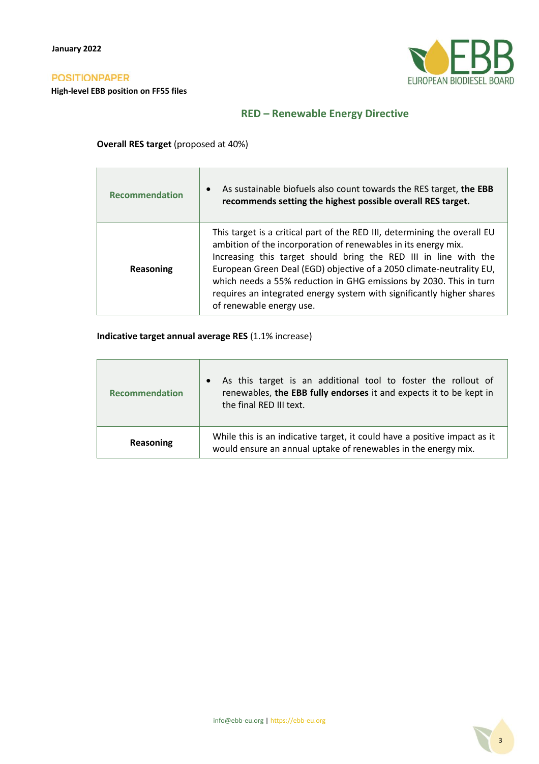## RED – Renewable Energy Directive

**Overall RES target** (proposed at 40%)

| | |
|---|---|
| Recommendation | • As sustainable biofuels also count towards the RES target, **the EBB recommends setting the highest possible overall RES target.** |
| **Reasoning** | This target is a critical part of the RED III, determining the overall EU ambition of the incorporation of renewables in its energy mix. Increasing this target should bring the RED III in line with the European Green Deal (EGD) objective of a 2050 climate-neutrality EU, which needs a 55% reduction in GHG emissions by 2030. This in turn requires an integrated energy system with significantly higher shares of renewable energy use. |

**Indicative target annual average RES** (1.1% increase)

| | |
|---|---|
| Recommendation | • As this target is an additional tool to foster the rollout of renewables, **the EBB fully endorses** it and expects it to be kept in the final RED III text. |
| **Reasoning** | While this is an indicative target, it could have a positive impact as it would ensure an annual uptake of renewables in the energy mix. |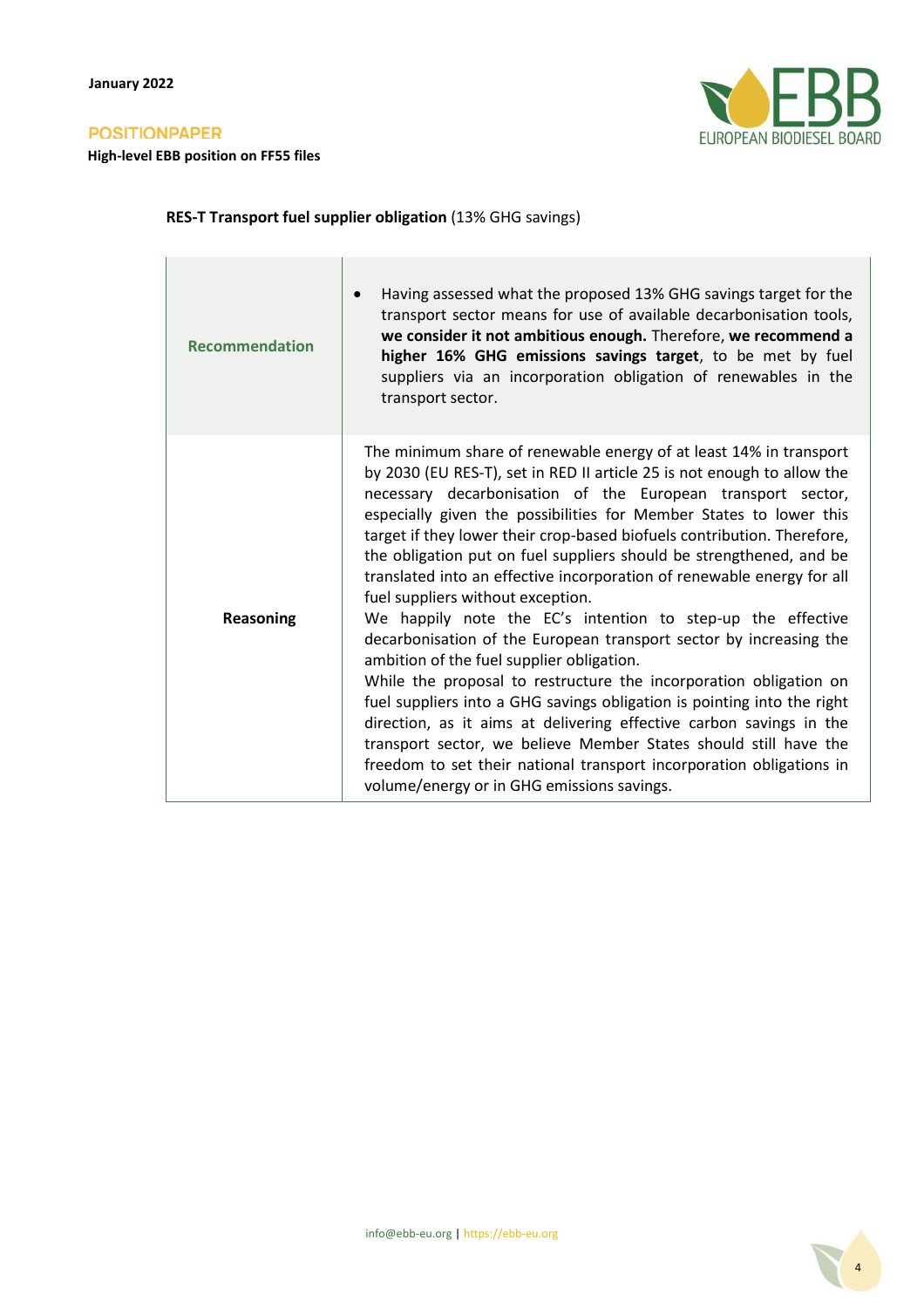**RES-T Transport fuel supplier obligation** (13% GHG savings)

| | |
|---|---|
| **Recommendation** | • Having assessed what the proposed 13% GHG savings target for the transport sector means for use of available decarbonisation tools, **we consider it not ambitious enough.** Therefore, **we recommend a higher 16% GHG emissions savings target**, to be met by fuel suppliers via an incorporation obligation of renewables in the transport sector. |
| **Reasoning** | The minimum share of renewable energy of at least 14% in transport by 2030 (EU RES-T), set in RED II article 25 is not enough to allow the necessary decarbonisation of the European transport sector, especially given the possibilities for Member States to lower this target if they lower their crop-based biofuels contribution. Therefore, the obligation put on fuel suppliers should be strengthened, and be translated into an effective incorporation of renewable energy for all fuel suppliers without exception.<br>We happily note the EC's intention to step-up the effective decarbonisation of the European transport sector by increasing the ambition of the fuel supplier obligation.<br>While the proposal to restructure the incorporation obligation on fuel suppliers into a GHG savings obligation is pointing into the right direction, as it aims at delivering effective carbon savings in the transport sector, we believe Member States should still have the freedom to set their national transport incorporation obligations in volume/energy or in GHG emissions savings. |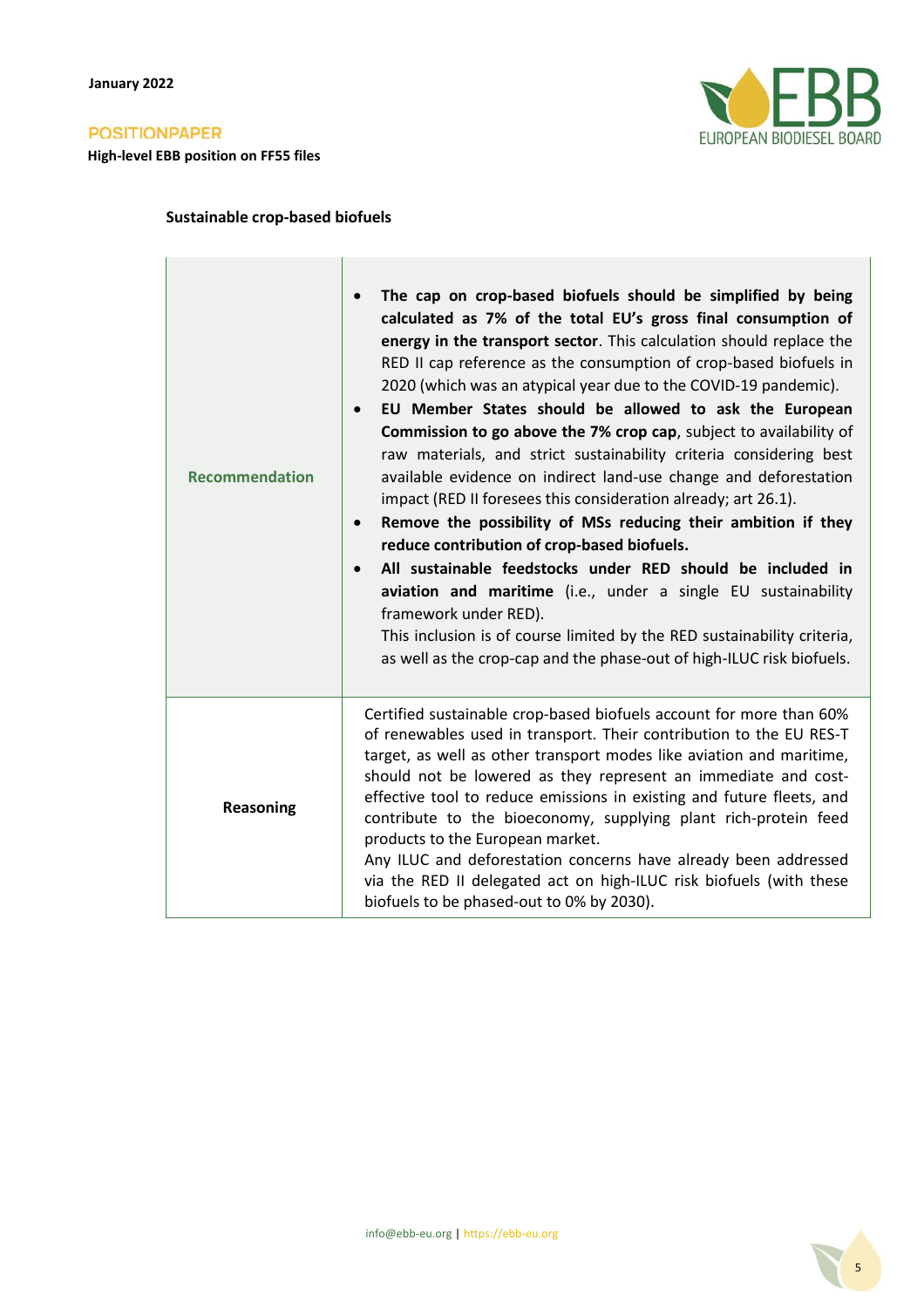### Sustainable crop-based biofuels

| | |
|---|---|
| **Recommendation** | • **The cap on crop-based biofuels should be simplified by being calculated as 7% of the total EU's gross final consumption of energy in the transport sector**. This calculation should replace the RED II cap reference as the consumption of crop-based biofuels in 2020 (which was an atypical year due to the COVID-19 pandemic).<br>• **EU Member States should be allowed to ask the European Commission to go above the 7% crop cap**, subject to availability of raw materials, and strict sustainability criteria considering best available evidence on indirect land-use change and deforestation impact (RED II foresees this consideration already; art 26.1).<br>• **Remove the possibility of MSs reducing their ambition if they reduce contribution of crop-based biofuels.**<br>• **All sustainable feedstocks under RED should be included in aviation and maritime** (i.e., under a single EU sustainability framework under RED).<br>This inclusion is of course limited by the RED sustainability criteria, as well as the crop-cap and the phase-out of high-ILUC risk biofuels. |
| **Reasoning** | Certified sustainable crop-based biofuels account for more than 60% of renewables used in transport. Their contribution to the EU RES-T target, as well as other transport modes like aviation and maritime, should not be lowered as they represent an immediate and cost-effective tool to reduce emissions in existing and future fleets, and contribute to the bioeconomy, supplying plant rich-protein feed products to the European market.<br>Any ILUC and deforestation concerns have already been addressed via the RED II delegated act on high-ILUC risk biofuels (with these biofuels to be phased-out to 0% by 2030). |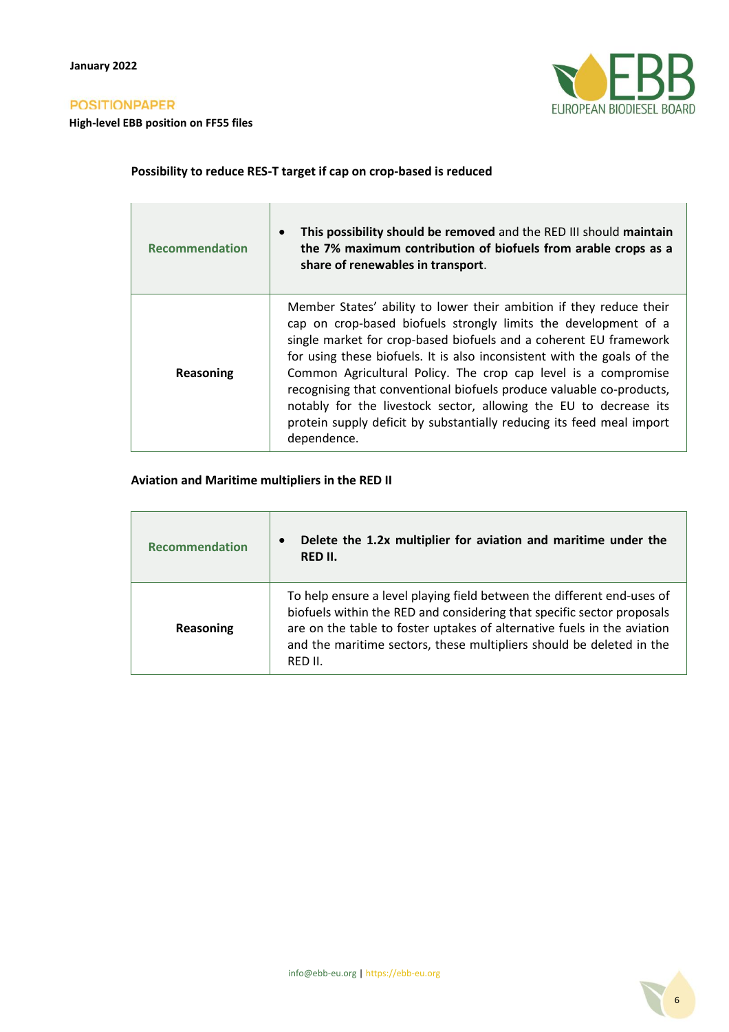### Possibility to reduce RES-T target if cap on crop-based is reduced

| | |
|---|---|
| Recommendation | • **This possibility should be removed** and the RED III should **maintain the 7% maximum contribution of biofuels from arable crops as a share of renewables in transport**. |
| **Reasoning** | Member States' ability to lower their ambition if they reduce their cap on crop-based biofuels strongly limits the development of a single market for crop-based biofuels and a coherent EU framework for using these biofuels. It is also inconsistent with the goals of the Common Agricultural Policy. The crop cap level is a compromise recognising that conventional biofuels produce valuable co-products, notably for the livestock sector, allowing the EU to decrease its protein supply deficit by substantially reducing its feed meal import dependence. |

### Aviation and Maritime multipliers in the RED II

| | |
|---|---|
| Recommendation | • **Delete the 1.2x multiplier for aviation and maritime under the RED II.** |
| **Reasoning** | To help ensure a level playing field between the different end-uses of biofuels within the RED and considering that specific sector proposals are on the table to foster uptakes of alternative fuels in the aviation and the maritime sectors, these multipliers should be deleted in the RED II. |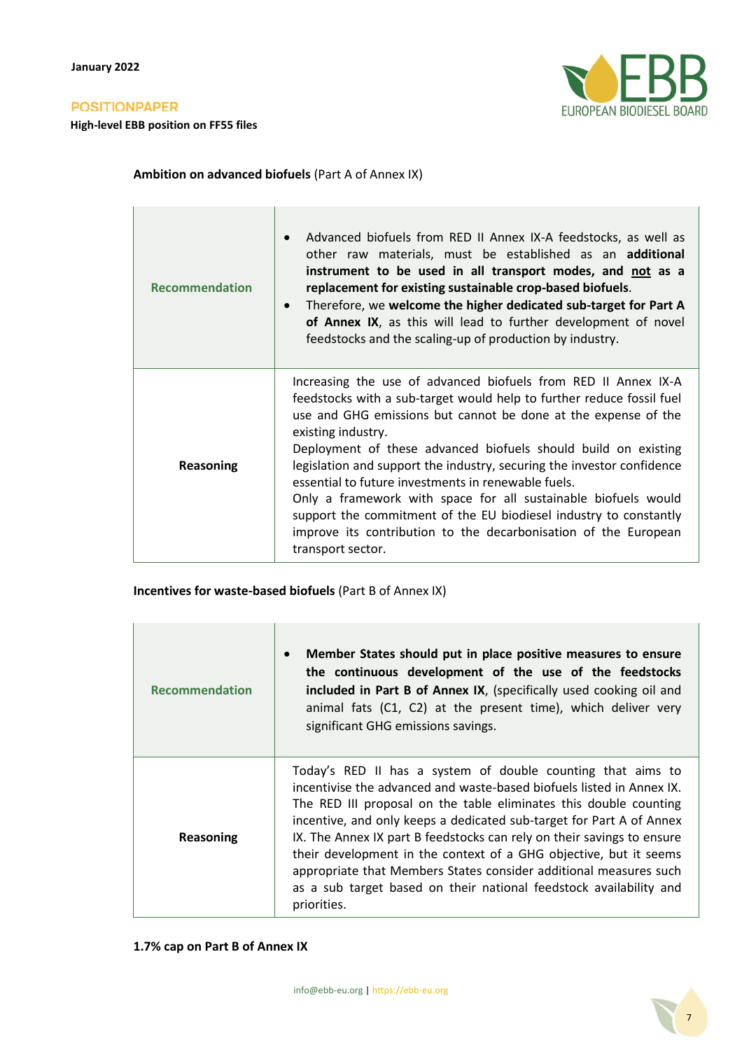**Ambition on advanced biofuels** (Part A of Annex IX)

| | |
|---|---|
| **Recommendation** | • Advanced biofuels from RED II Annex IX-A feedstocks, as well as other raw materials, must be established as an **additional instrument to be used in all transport modes, and <u>not</u> as a replacement for existing sustainable crop-based biofuels**.<br>• Therefore, we **welcome the higher dedicated sub-target for Part A of Annex IX**, as this will lead to further development of novel feedstocks and the scaling-up of production by industry. |
| **Reasoning** | Increasing the use of advanced biofuels from RED II Annex IX-A feedstocks with a sub-target would help to further reduce fossil fuel use and GHG emissions but cannot be done at the expense of the existing industry.<br>Deployment of these advanced biofuels should build on existing legislation and support the industry, securing the investor confidence essential to future investments in renewable fuels.<br>Only a framework with space for all sustainable biofuels would support the commitment of the EU biodiesel industry to constantly improve its contribution to the decarbonisation of the European transport sector. |

**Incentives for waste-based biofuels** (Part B of Annex IX)

| | |
|---|---|
| **Recommendation** | • **Member States should put in place positive measures to ensure the continuous development of the use of the feedstocks included in Part B of Annex IX**, (specifically used cooking oil and animal fats (C1, C2) at the present time), which deliver very significant GHG emissions savings. |
| **Reasoning** | Today's RED II has a system of double counting that aims to incentivise the advanced and waste-based biofuels listed in Annex IX. The RED III proposal on the table eliminates this double counting incentive, and only keeps a dedicated sub-target for Part A of Annex IX. The Annex IX part B feedstocks can rely on their savings to ensure their development in the context of a GHG objective, but it seems appropriate that Members States consider additional measures such as a sub target based on their national feedstock availability and priorities. |

**1.7% cap on Part B of Annex IX**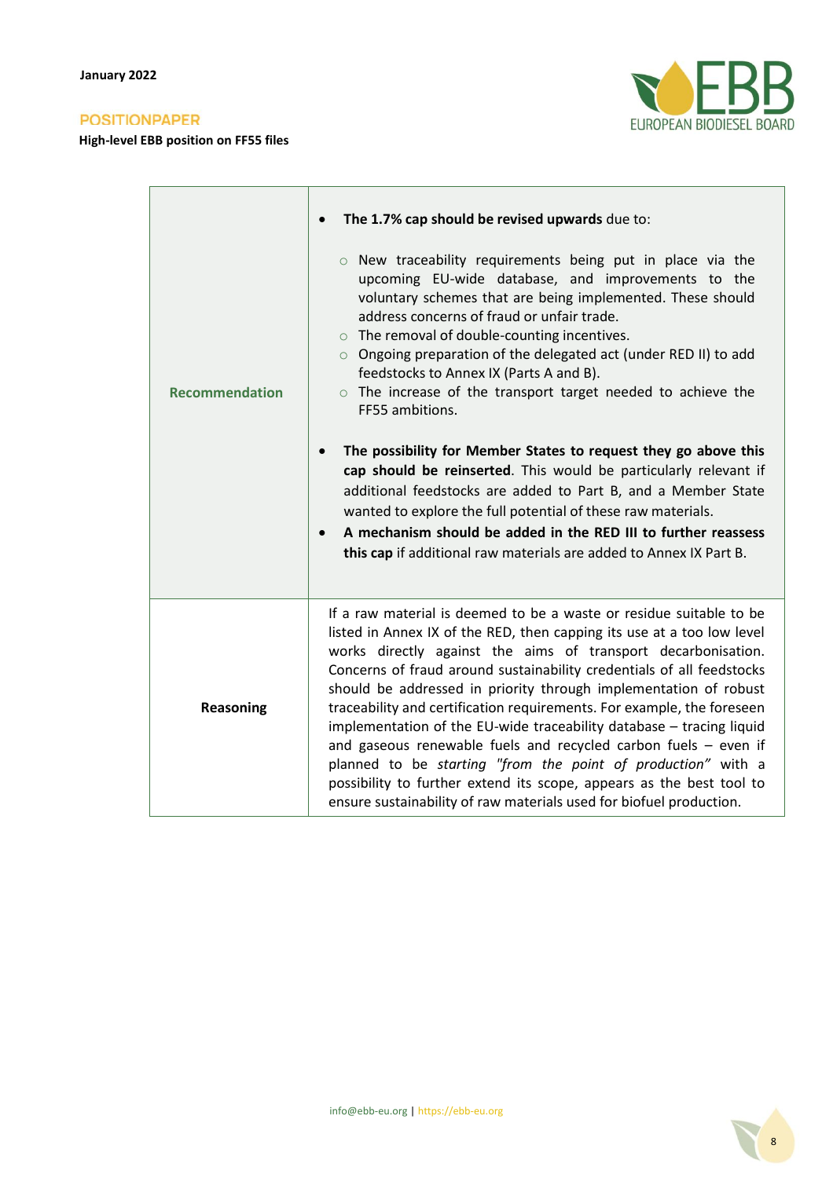| | |
|---|---|
| **Recommendation** | • **The 1.7% cap should be revised upwards** due to:<br>  ○ New traceability requirements being put in place via the upcoming EU-wide database, and improvements to the voluntary schemes that are being implemented. These should address concerns of fraud or unfair trade.<br>  ○ The removal of double-counting incentives.<br>  ○ Ongoing preparation of the delegated act (under RED II) to add feedstocks to Annex IX (Parts A and B).<br>  ○ The increase of the transport target needed to achieve the FF55 ambitions.<br>• **The possibility for Member States to request they go above this cap should be reinserted**. This would be particularly relevant if additional feedstocks are added to Part B, and a Member State wanted to explore the full potential of these raw materials.<br>• **A mechanism should be added in the RED III to further reassess this cap** if additional raw materials are added to Annex IX Part B. |
| **Reasoning** | If a raw material is deemed to be a waste or residue suitable to be listed in Annex IX of the RED, then capping its use at a too low level works directly against the aims of transport decarbonisation. Concerns of fraud around sustainability credentials of all feedstocks should be addressed in priority through implementation of robust traceability and certification requirements. For example, the foreseen implementation of the EU-wide traceability database – tracing liquid and gaseous renewable fuels and recycled carbon fuels – even if planned to be *starting "from the point of production"* with a possibility to further extend its scope, appears as the best tool to ensure sustainability of raw materials used for biofuel production. |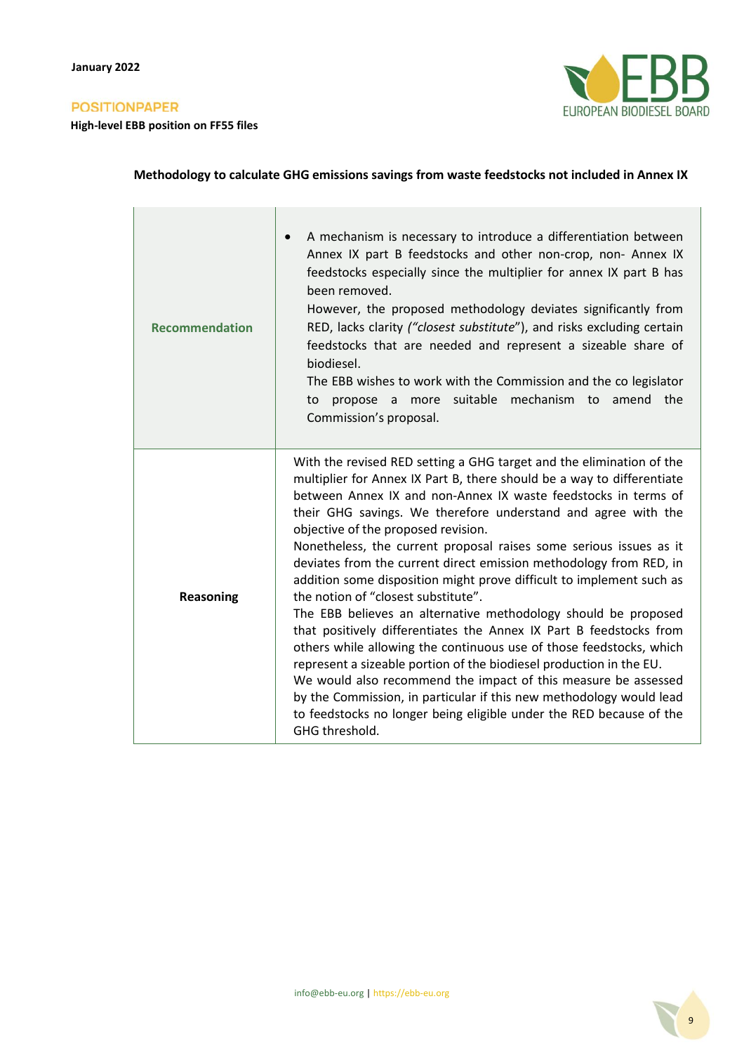### Methodology to calculate GHG emissions savings from waste feedstocks not included in Annex IX

| | |
|---|---|
| **Recommendation** | • A mechanism is necessary to introduce a differentiation between Annex IX part B feedstocks and other non-crop, non- Annex IX feedstocks especially since the multiplier for annex IX part B has been removed.<br>However, the proposed methodology deviates significantly from RED, lacks clarity *("closest substitute*"), and risks excluding certain feedstocks that are needed and represent a sizeable share of biodiesel.<br>The EBB wishes to work with the Commission and the co legislator to propose a more suitable mechanism to amend the Commission's proposal. |
| **Reasoning** | With the revised RED setting a GHG target and the elimination of the multiplier for Annex IX Part B, there should be a way to differentiate between Annex IX and non-Annex IX waste feedstocks in terms of their GHG savings. We therefore understand and agree with the objective of the proposed revision.<br>Nonetheless, the current proposal raises some serious issues as it deviates from the current direct emission methodology from RED, in addition some disposition might prove difficult to implement such as the notion of "closest substitute".<br>The EBB believes an alternative methodology should be proposed that positively differentiates the Annex IX Part B feedstocks from others while allowing the continuous use of those feedstocks, which represent a sizeable portion of the biodiesel production in the EU.<br>We would also recommend the impact of this measure be assessed by the Commission, in particular if this new methodology would lead to feedstocks no longer being eligible under the RED because of the GHG threshold. |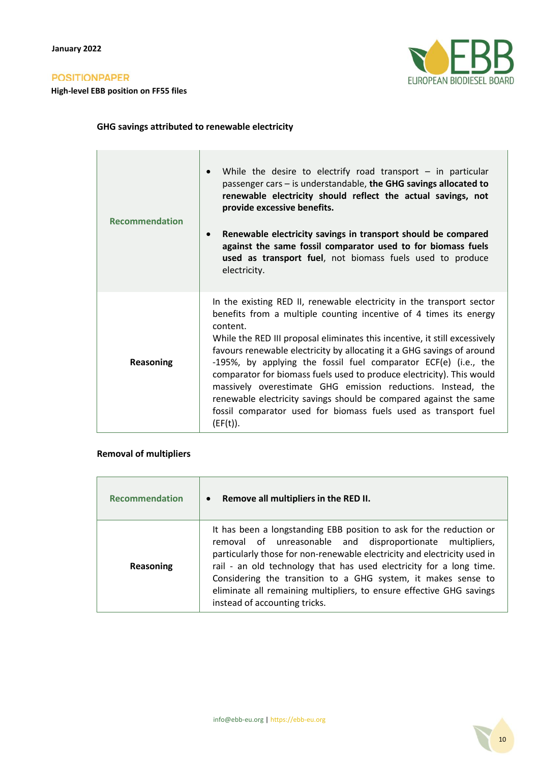### GHG savings attributed to renewable electricity

| | |
|---|---|
| **Recommendation** | • While the desire to electrify road transport – in particular passenger cars – is understandable, **the GHG savings allocated to renewable electricity should reflect the actual savings, not provide excessive benefits.**<br><br>• **Renewable electricity savings in transport should be compared against the same fossil comparator used to for biomass fuels used as transport fuel**, not biomass fuels used to produce electricity. |
| **Reasoning** | In the existing RED II, renewable electricity in the transport sector benefits from a multiple counting incentive of 4 times its energy content.<br>While the RED III proposal eliminates this incentive, it still excessively favours renewable electricity by allocating it a GHG savings of around -195%, by applying the fossil fuel comparator ECF(e) (i.e., the comparator for biomass fuels used to produce electricity). This would massively overestimate GHG emission reductions. Instead, the renewable electricity savings should be compared against the same fossil comparator used for biomass fuels used as transport fuel (EF(t)). |

### Removal of multipliers

| | |
|---|---|
| **Recommendation** | • **Remove all multipliers in the RED II.** |
| **Reasoning** | It has been a longstanding EBB position to ask for the reduction or removal of unreasonable and disproportionate multipliers, particularly those for non-renewable electricity and electricity used in rail - an old technology that has used electricity for a long time. Considering the transition to a GHG system, it makes sense to eliminate all remaining multipliers, to ensure effective GHG savings instead of accounting tricks. |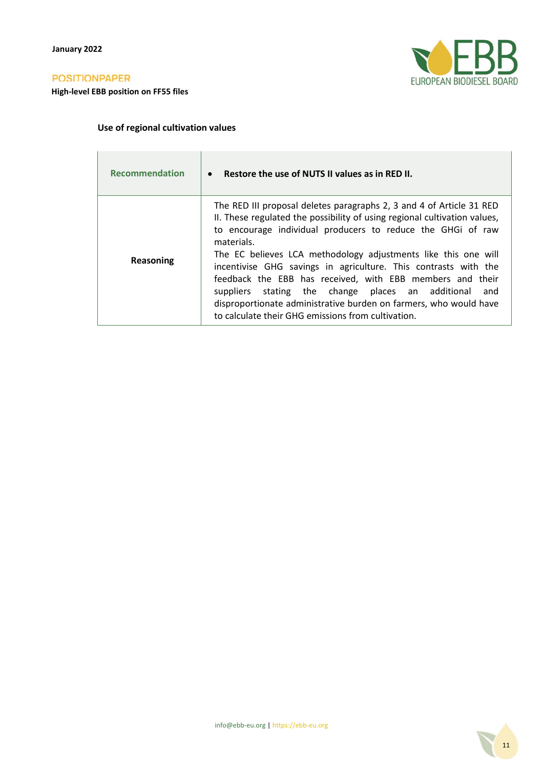### Use of regional cultivation values

| Recommendation | • **Restore the use of NUTS II values as in RED II.** |
| --- | --- |
| **Reasoning** | The RED III proposal deletes paragraphs 2, 3 and 4 of Article 31 RED II. These regulated the possibility of using regional cultivation values, to encourage individual producers to reduce the GHGi of raw materials.<br>The EC believes LCA methodology adjustments like this one will incentivise GHG savings in agriculture. This contrasts with the feedback the EBB has received, with EBB members and their suppliers stating the change places an additional and disproportionate administrative burden on farmers, who would have to calculate their GHG emissions from cultivation. |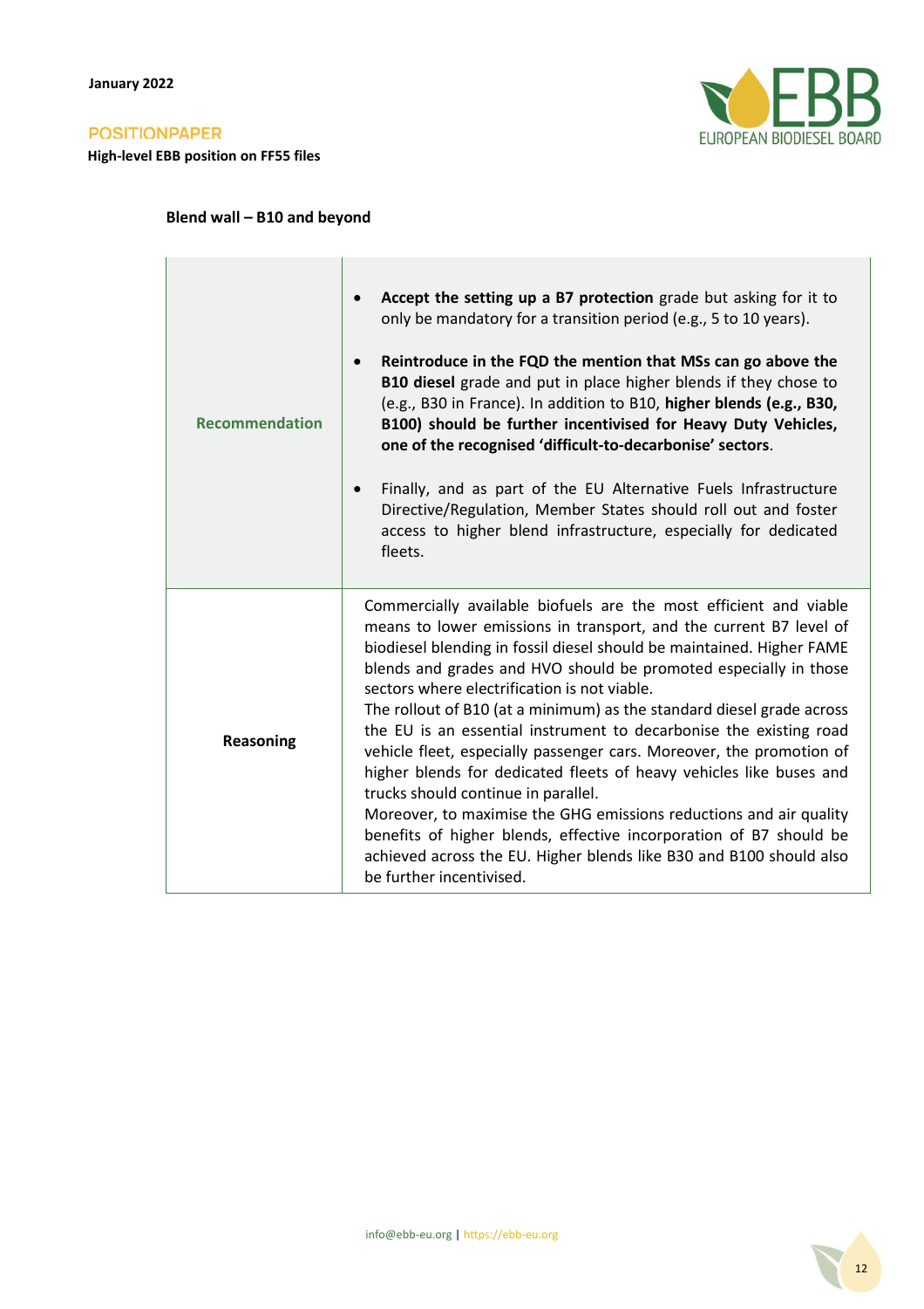### Blend wall – B10 and beyond

| | |
|---|---|
| **Recommendation** | • **Accept the setting up a B7 protection** grade but asking for it to only be mandatory for a transition period (e.g., 5 to 10 years).<br><br>• **Reintroduce in the FQD the mention that MSs can go above the B10 diesel** grade and put in place higher blends if they chose to (e.g., B30 in France). In addition to B10, **higher blends (e.g., B30, B100) should be further incentivised for Heavy Duty Vehicles, one of the recognised 'difficult-to-decarbonise' sectors**.<br><br>• Finally, and as part of the EU Alternative Fuels Infrastructure Directive/Regulation, Member States should roll out and foster access to higher blend infrastructure, especially for dedicated fleets. |
| **Reasoning** | Commercially available biofuels are the most efficient and viable means to lower emissions in transport, and the current B7 level of biodiesel blending in fossil diesel should be maintained. Higher FAME blends and grades and HVO should be promoted especially in those sectors where electrification is not viable.<br>The rollout of B10 (at a minimum) as the standard diesel grade across the EU is an essential instrument to decarbonise the existing road vehicle fleet, especially passenger cars. Moreover, the promotion of higher blends for dedicated fleets of heavy vehicles like buses and trucks should continue in parallel.<br>Moreover, to maximise the GHG emissions reductions and air quality benefits of higher blends, effective incorporation of B7 should be achieved across the EU. Higher blends like B30 and B100 should also be further incentivised. |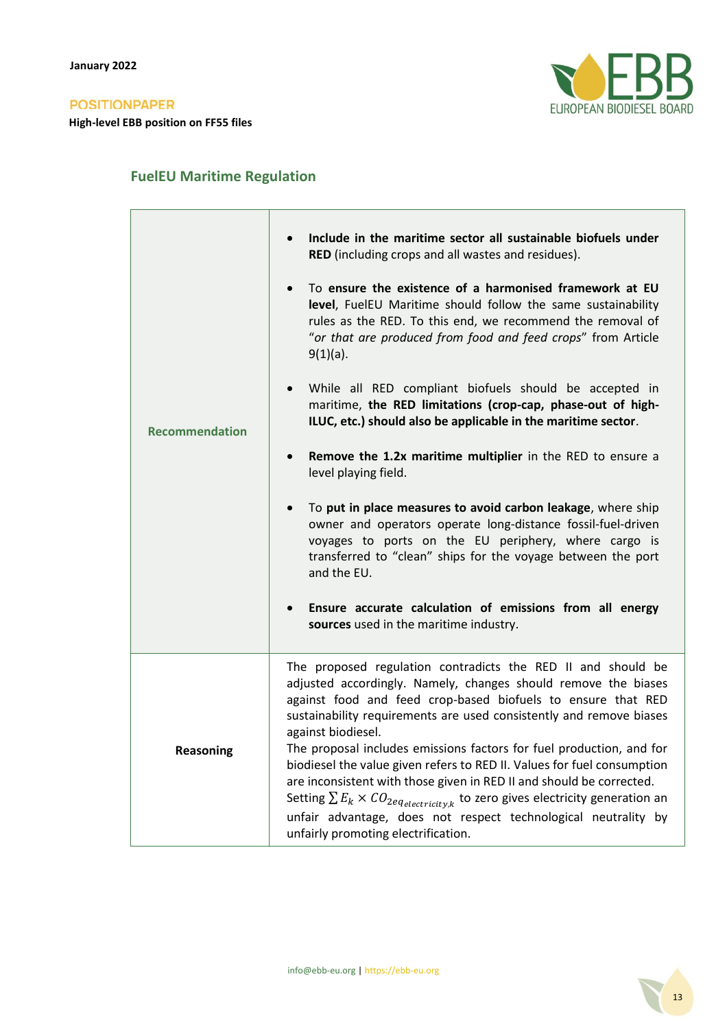## FuelEU Maritime Regulation

| | |
|---|---|
| **Recommendation** | • **Include in the maritime sector all sustainable biofuels under RED** (including crops and all wastes and residues).<br><br>• To **ensure the existence of a harmonised framework at EU level**, FuelEU Maritime should follow the same sustainability rules as the RED. To this end, we recommend the removal of "*or that are produced from food and feed crops*" from Article 9(1)(a).<br><br>• While all RED compliant biofuels should be accepted in maritime, **the RED limitations (crop-cap, phase-out of high-ILUC, etc.) should also be applicable in the maritime sector**.<br><br>• **Remove the 1.2x maritime multiplier** in the RED to ensure a level playing field.<br><br>• To **put in place measures to avoid carbon leakage**, where ship owner and operators operate long-distance fossil-fuel-driven voyages to ports on the EU periphery, where cargo is transferred to "clean" ships for the voyage between the port and the EU.<br><br>• **Ensure accurate calculation of emissions from all energy sources** used in the maritime industry. |
| **Reasoning** | The proposed regulation contradicts the RED II and should be adjusted accordingly. Namely, changes should remove the biases against food and feed crop-based biofuels to ensure that RED sustainability requirements are used consistently and remove biases against biodiesel.<br>The proposal includes emissions factors for fuel production, and for biodiesel the value given refers to RED II. Values for fuel consumption are inconsistent with those given in RED II and should be corrected.<br>Setting $\sum E_k \times CO_{2eq_{electricity,k}}$ to zero gives electricity generation an unfair advantage, does not respect technological neutrality by unfairly promoting electrification. |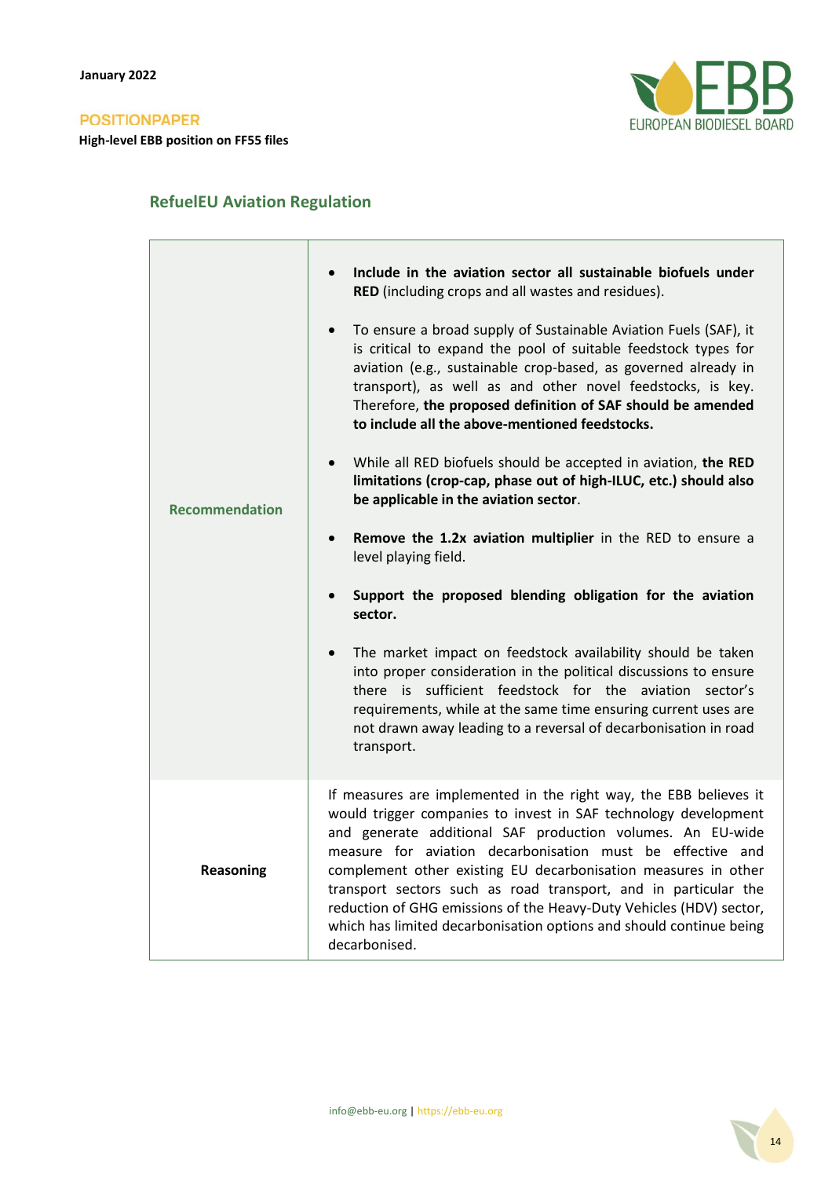## RefuelEU Aviation Regulation

| | |
|---|---|
| **Recommendation** | • **Include in the aviation sector all sustainable biofuels under RED** (including crops and all wastes and residues).<br><br>• To ensure a broad supply of Sustainable Aviation Fuels (SAF), it is critical to expand the pool of suitable feedstock types for aviation (e.g., sustainable crop-based, as governed already in transport), as well as and other novel feedstocks, is key. Therefore, **the proposed definition of SAF should be amended to include all the above-mentioned feedstocks.**<br><br>• While all RED biofuels should be accepted in aviation, **the RED limitations (crop-cap, phase out of high-ILUC, etc.) should also be applicable in the aviation sector**.<br><br>• **Remove the 1.2x aviation multiplier** in the RED to ensure a level playing field.<br><br>• **Support the proposed blending obligation for the aviation sector.**<br><br>• The market impact on feedstock availability should be taken into proper consideration in the political discussions to ensure there is sufficient feedstock for the aviation sector's requirements, while at the same time ensuring current uses are not drawn away leading to a reversal of decarbonisation in road transport. |
| **Reasoning** | If measures are implemented in the right way, the EBB believes it would trigger companies to invest in SAF technology development and generate additional SAF production volumes. An EU-wide measure for aviation decarbonisation must be effective and complement other existing EU decarbonisation measures in other transport sectors such as road transport, and in particular the reduction of GHG emissions of the Heavy-Duty Vehicles (HDV) sector, which has limited decarbonisation options and should continue being decarbonised. |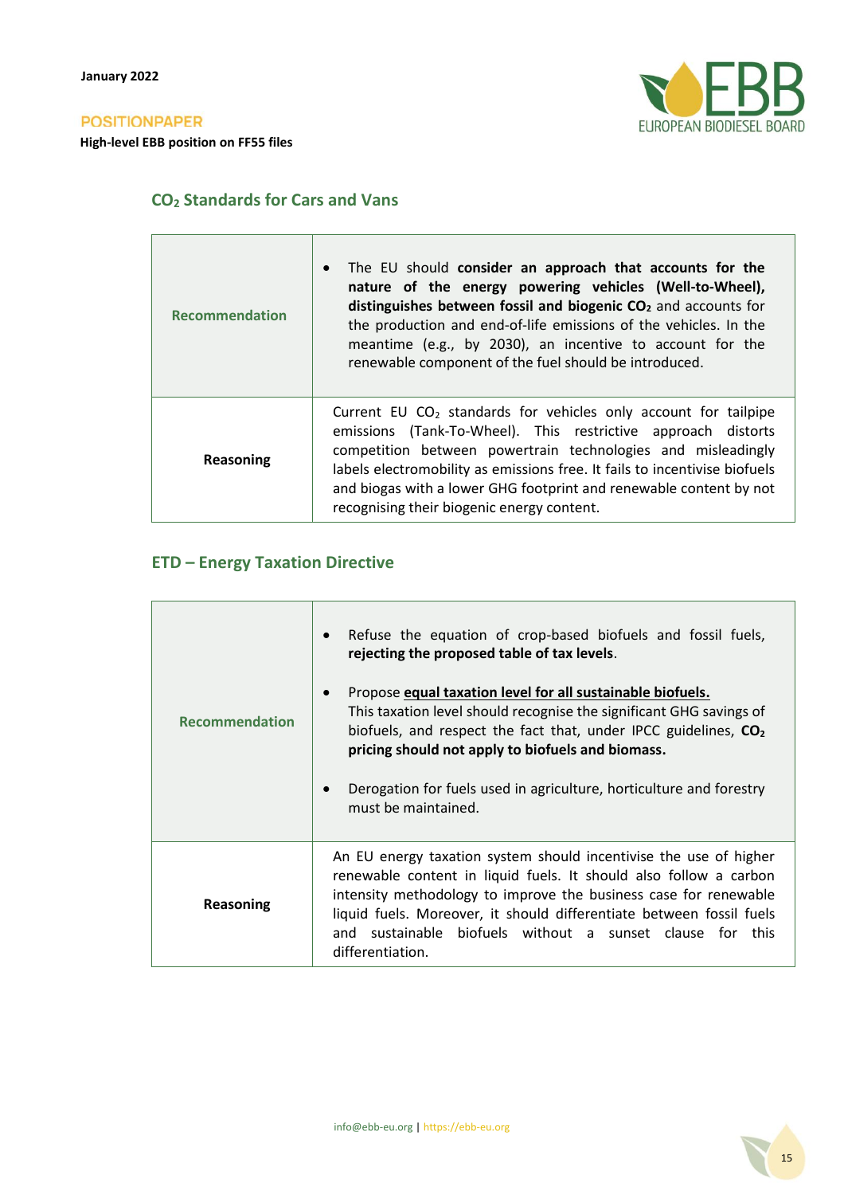## $CO_2$ Standards for Cars and Vans

| | |
|---|---|
| **Recommendation** | • The EU should **consider an approach that accounts for the nature of the energy powering vehicles (Well-to-Wheel), distinguishes between fossil and biogenic $CO_2$** and accounts for the production and end-of-life emissions of the vehicles. In the meantime (e.g., by 2030), an incentive to account for the renewable component of the fuel should be introduced. |
| **Reasoning** | Current EU $CO_2$ standards for vehicles only account for tailpipe emissions (Tank-To-Wheel). This restrictive approach distorts competition between powertrain technologies and misleadingly labels electromobility as emissions free. It fails to incentivise biofuels and biogas with a lower GHG footprint and renewable content by not recognising their biogenic energy content. |

## ETD – Energy Taxation Directive

| | |
|---|---|
| **Recommendation** | • Refuse the equation of crop-based biofuels and fossil fuels, **rejecting the proposed table of tax levels**.<br><br>• Propose **equal taxation level for all sustainable biofuels.** This taxation level should recognise the significant GHG savings of biofuels, and respect the fact that, under IPCC guidelines, **$CO_2$ pricing should not apply to biofuels and biomass.**<br><br>• Derogation for fuels used in agriculture, horticulture and forestry must be maintained. |
| **Reasoning** | An EU energy taxation system should incentivise the use of higher renewable content in liquid fuels. It should also follow a carbon intensity methodology to improve the business case for renewable liquid fuels. Moreover, it should differentiate between fossil fuels and sustainable biofuels without a sunset clause for this differentiation. |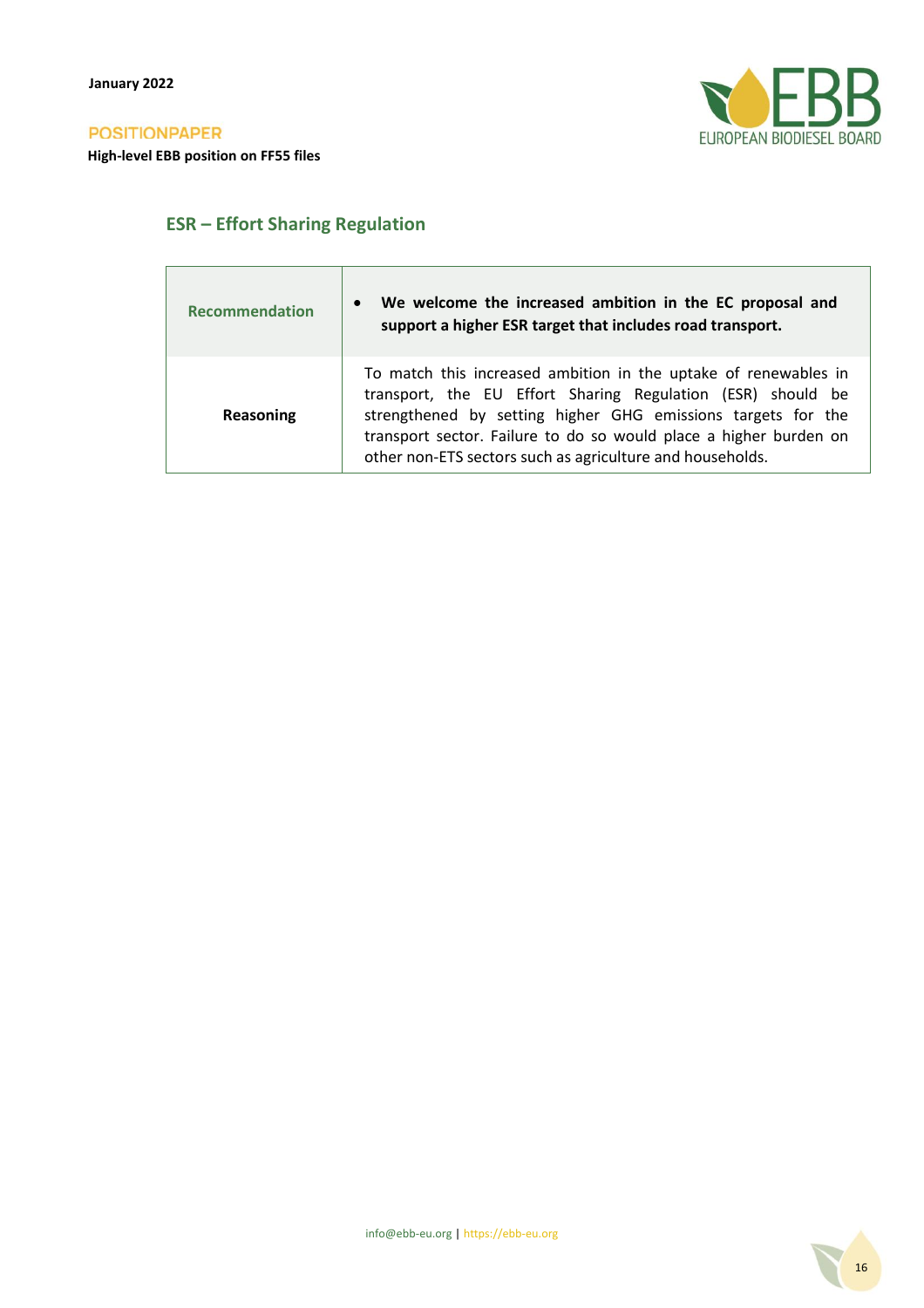## ESR – Effort Sharing Regulation

| Recommendation | • **We welcome the increased ambition in the EC proposal and support a higher ESR target that includes road transport.** |
|---|---|
| **Reasoning** | To match this increased ambition in the uptake of renewables in transport, the EU Effort Sharing Regulation (ESR) should be strengthened by setting higher GHG emissions targets for the transport sector. Failure to do so would place a higher burden on other non-ETS sectors such as agriculture and households. |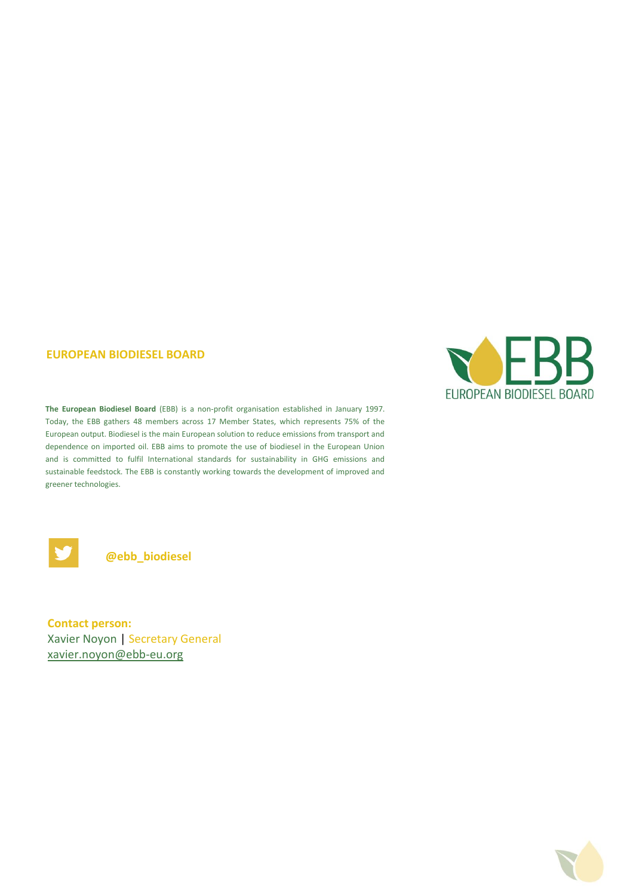## EUROPEAN BIODIESEL BOARD

EUROPEAN BIODIESEL BOARD

**The European Biodiesel Board** (EBB) is a non-profit organisation established in January 1997. Today, the EBB gathers 48 members across 17 Member States, which represents 75% of the European output. Biodiesel is the main European solution to reduce emissions from transport and dependence on imported oil. EBB aims to promote the use of biodiesel in the European Union and is committed to fulfil International standards for sustainability in GHG emissions and sustainable feedstock. The EBB is constantly working towards the development of improved and greener technologies.

**@ebb_biodiesel**

**Contact person:**
Xavier Noyon | Secretary General
xavier.noyon@ebb-eu.org